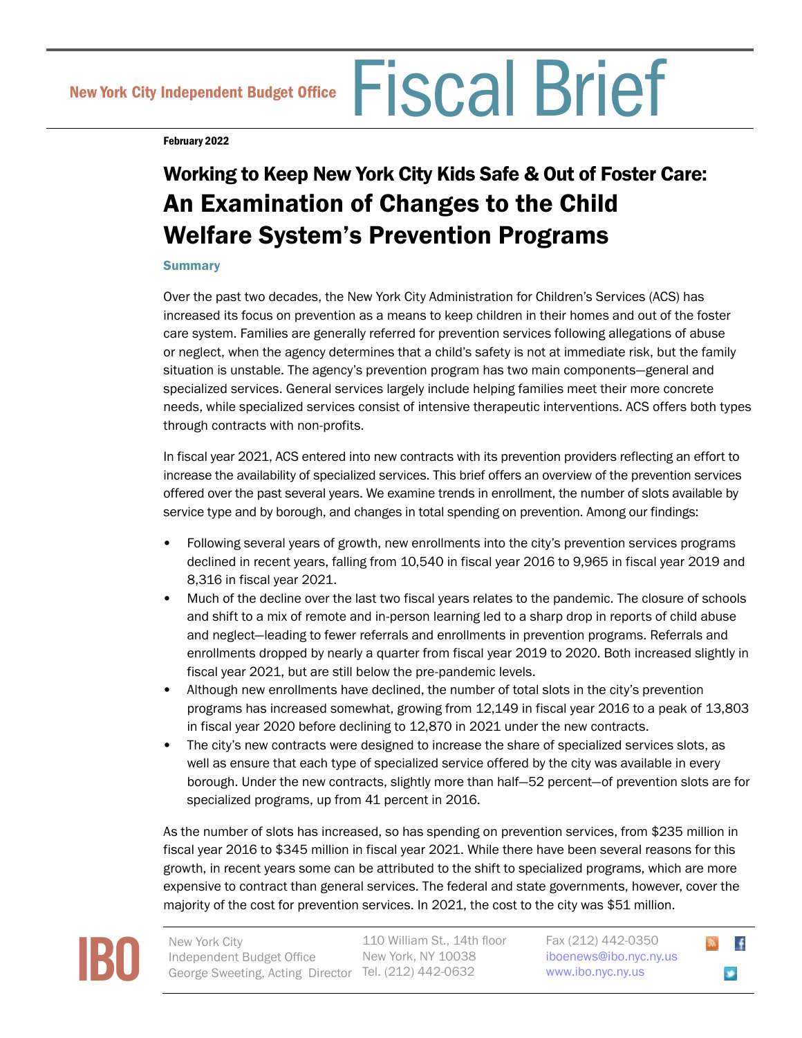New York City Independent Budget Office **Fiscal Brief**

**February 2022**

# Working to Keep New York City Kids Safe & Out of Foster Care: An Examination of Changes to the Child Welfare System's Prevention Programs

## Summary

Over the past two decades, the New York City Administration for Children's Services (ACS) has increased its focus on prevention as a means to keep children in their homes and out of the foster care system. Families are generally referred for prevention services following allegations of abuse or neglect, when the agency determines that a child's safety is not at immediate risk, but the family situation is unstable. The agency's prevention program has two main components—general and specialized services. General services largely include helping families meet their more concrete needs, while specialized services consist of intensive therapeutic interventions. ACS offers both types through contracts with non-profits.

In fiscal year 2021, ACS entered into new contracts with its prevention providers reflecting an effort to increase the availability of specialized services. This brief offers an overview of the prevention services offered over the past several years. We examine trends in enrollment, the number of slots available by service type and by borough, and changes in total spending on prevention. Among our findings:

- Following several years of growth, new enrollments into the city's prevention services programs declined in recent years, falling from 10,540 in fiscal year 2016 to 9,965 in fiscal year 2019 and 8,316 in fiscal year 2021.
- Much of the decline over the last two fiscal years relates to the pandemic. The closure of schools and shift to a mix of remote and in-person learning led to a sharp drop in reports of child abuse and neglect—leading to fewer referrals and enrollments in prevention programs. Referrals and enrollments dropped by nearly a quarter from fiscal year 2019 to 2020. Both increased slightly in fiscal year 2021, but are still below the pre-pandemic levels.
- Although new enrollments have declined, the number of total slots in the city's prevention programs has increased somewhat, growing from 12,149 in fiscal year 2016 to a peak of 13,803 in fiscal year 2020 before declining to 12,870 in 2021 under the new contracts.
- The city's new contracts were designed to increase the share of specialized services slots, as well as ensure that each type of specialized service offered by the city was available in every borough. Under the new contracts, slightly more than half—52 percent—of prevention slots are for specialized programs, up from 41 percent in 2016.

As the number of slots has increased, so has spending on prevention services, from $235 million in fiscal year 2016 to $345 million in fiscal year 2021. While there have been several reasons for this growth, in recent years some can be attributed to the shift to specialized programs, which are more expensive to contract than general services. The federal and state governments, however, cover the majority of the cost for prevention services. In 2021, the cost to the city was $51 million.

IBO

New York City Independent Budget Office
George Sweeting, Acting Director

110 William St., 14th floor
New York, NY 10038
Tel. (212) 442-0632

Fax (212) 442-0350
iboenews@ibo.nyc.ny.us
www.ibo.nyc.ny.us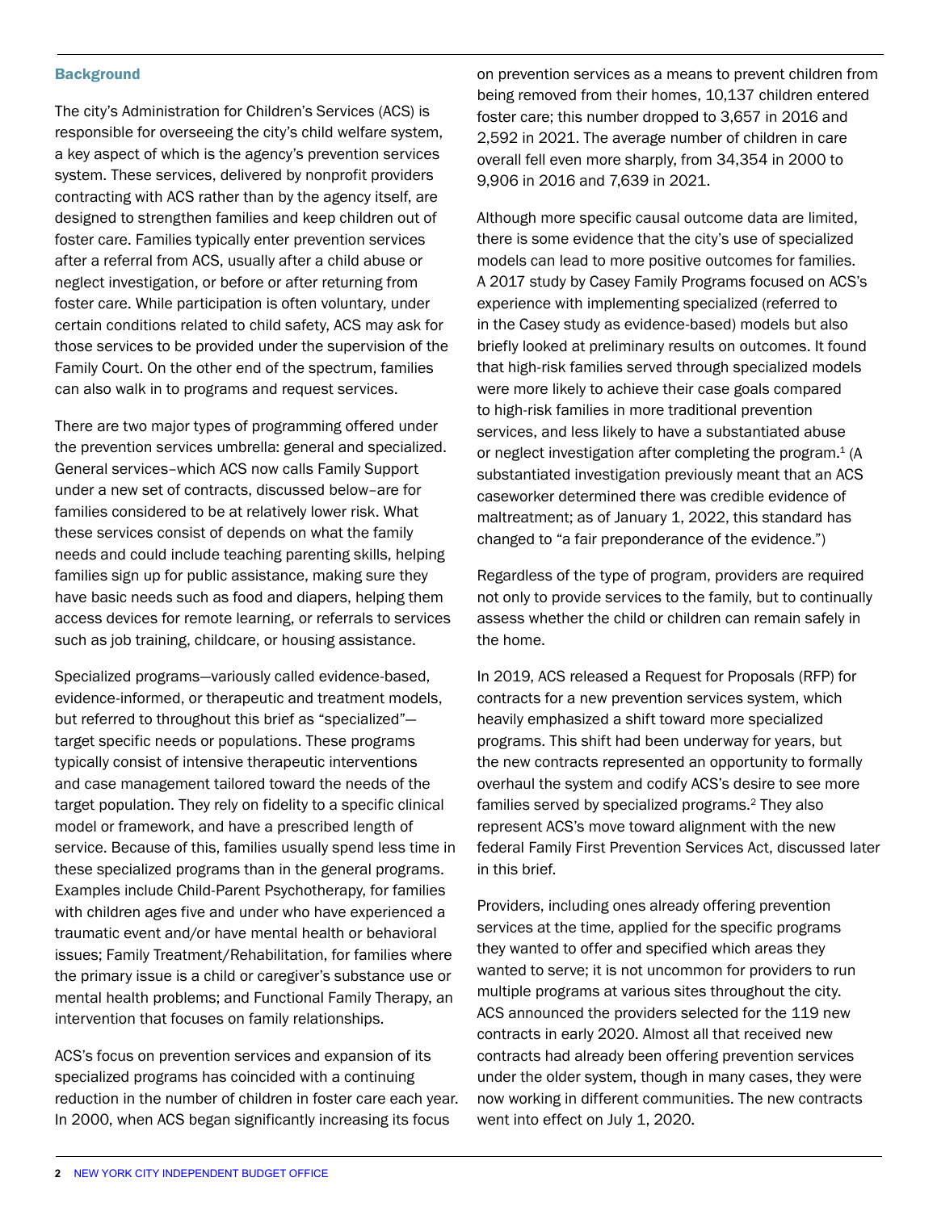## Background

The city's Administration for Children's Services (ACS) is responsible for overseeing the city's child welfare system, a key aspect of which is the agency's prevention services system. These services, delivered by nonprofit providers contracting with ACS rather than by the agency itself, are designed to strengthen families and keep children out of foster care. Families typically enter prevention services after a referral from ACS, usually after a child abuse or neglect investigation, or before or after returning from foster care. While participation is often voluntary, under certain conditions related to child safety, ACS may ask for those services to be provided under the supervision of the Family Court. On the other end of the spectrum, families can also walk in to programs and request services.

There are two major types of programming offered under the prevention services umbrella: general and specialized. General services–which ACS now calls Family Support under a new set of contracts, discussed below–are for families considered to be at relatively lower risk. What these services consist of depends on what the family needs and could include teaching parenting skills, helping families sign up for public assistance, making sure they have basic needs such as food and diapers, helping them access devices for remote learning, or referrals to services such as job training, childcare, or housing assistance.

Specialized programs—variously called evidence-based, evidence-informed, or therapeutic and treatment models, but referred to throughout this brief as "specialized"—target specific needs or populations. These programs typically consist of intensive therapeutic interventions and case management tailored toward the needs of the target population. They rely on fidelity to a specific clinical model or framework, and have a prescribed length of service. Because of this, families usually spend less time in these specialized programs than in the general programs. Examples include Child-Parent Psychotherapy, for families with children ages five and under who have experienced a traumatic event and/or have mental health or behavioral issues; Family Treatment/Rehabilitation, for families where the primary issue is a child or caregiver's substance use or mental health problems; and Functional Family Therapy, an intervention that focuses on family relationships.

ACS's focus on prevention services and expansion of its specialized programs has coincided with a continuing reduction in the number of children in foster care each year. In 2000, when ACS began significantly increasing its focus on prevention services as a means to prevent children from being removed from their homes, 10,137 children entered foster care; this number dropped to 3,657 in 2016 and 2,592 in 2021. The average number of children in care overall fell even more sharply, from 34,354 in 2000 to 9,906 in 2016 and 7,639 in 2021.

Although more specific causal outcome data are limited, there is some evidence that the city's use of specialized models can lead to more positive outcomes for families. A 2017 study by Casey Family Programs focused on ACS's experience with implementing specialized (referred to in the Casey study as evidence-based) models but also briefly looked at preliminary results on outcomes. It found that high-risk families served through specialized models were more likely to achieve their case goals compared to high-risk families in more traditional prevention services, and less likely to have a substantiated abuse or neglect investigation after completing the program.[1] (A substantiated investigation previously meant that an ACS caseworker determined there was credible evidence of maltreatment; as of January 1, 2022, this standard has changed to "a fair preponderance of the evidence.")

Regardless of the type of program, providers are required not only to provide services to the family, but to continually assess whether the child or children can remain safely in the home.

In 2019, ACS released a Request for Proposals (RFP) for contracts for a new prevention services system, which heavily emphasized a shift toward more specialized programs. This shift had been underway for years, but the new contracts represented an opportunity to formally overhaul the system and codify ACS's desire to see more families served by specialized programs.[2] They also represent ACS's move toward alignment with the new federal Family First Prevention Services Act, discussed later in this brief.

Providers, including ones already offering prevention services at the time, applied for the specific programs they wanted to offer and specified which areas they wanted to serve; it is not uncommon for providers to run multiple programs at various sites throughout the city. ACS announced the providers selected for the 119 new contracts in early 2020. Almost all that received new contracts had already been offering prevention services under the older system, though in many cases, they were now working in different communities. The new contracts went into effect on July 1, 2020.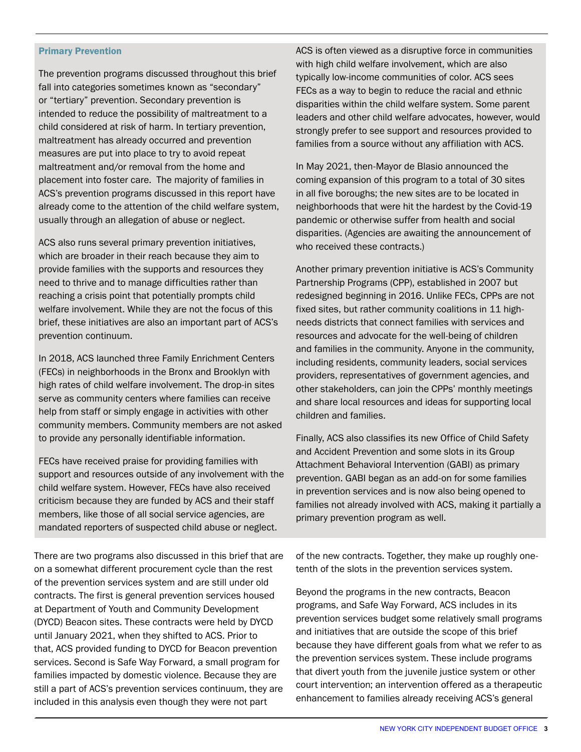### Primary Prevention

The prevention programs discussed throughout this brief fall into categories sometimes known as "secondary" or "tertiary" prevention. Secondary prevention is intended to reduce the possibility of maltreatment to a child considered at risk of harm. In tertiary prevention, maltreatment has already occurred and prevention measures are put into place to try to avoid repeat maltreatment and/or removal from the home and placement into foster care. The majority of families in ACS's prevention programs discussed in this report have already come to the attention of the child welfare system, usually through an allegation of abuse or neglect.

ACS also runs several primary prevention initiatives, which are broader in their reach because they aim to provide families with the supports and resources they need to thrive and to manage difficulties rather than reaching a crisis point that potentially prompts child welfare involvement. While they are not the focus of this brief, these initiatives are also an important part of ACS's prevention continuum.

In 2018, ACS launched three Family Enrichment Centers (FECs) in neighborhoods in the Bronx and Brooklyn with high rates of child welfare involvement. The drop-in sites serve as community centers where families can receive help from staff or simply engage in activities with other community members. Community members are not asked to provide any personally identifiable information.

FECs have received praise for providing families with support and resources outside of any involvement with the child welfare system. However, FECs have also received criticism because they are funded by ACS and their staff members, like those of all social service agencies, are mandated reporters of suspected child abuse or neglect. ACS is often viewed as a disruptive force in communities with high child welfare involvement, which are also typically low-income communities of color. ACS sees FECs as a way to begin to reduce the racial and ethnic disparities within the child welfare system. Some parent leaders and other child welfare advocates, however, would strongly prefer to see support and resources provided to families from a source without any affiliation with ACS.

In May 2021, then-Mayor de Blasio announced the coming expansion of this program to a total of 30 sites in all five boroughs; the new sites are to be located in neighborhoods that were hit the hardest by the Covid-19 pandemic or otherwise suffer from health and social disparities. (Agencies are awaiting the announcement of who received these contracts.)

Another primary prevention initiative is ACS's Community Partnership Programs (CPP), established in 2007 but redesigned beginning in 2016. Unlike FECs, CPPs are not fixed sites, but rather community coalitions in 11 high-needs districts that connect families with services and resources and advocate for the well-being of children and families in the community. Anyone in the community, including residents, community leaders, social services providers, representatives of government agencies, and other stakeholders, can join the CPPs' monthly meetings and share local resources and ideas for supporting local children and families.

Finally, ACS also classifies its new Office of Child Safety and Accident Prevention and some slots in its Group Attachment Behavioral Intervention (GABI) as primary prevention. GABI began as an add-on for some families in prevention services and is now also being opened to families not already involved with ACS, making it partially a primary prevention program as well.

There are two programs also discussed in this brief that are on a somewhat different procurement cycle than the rest of the prevention services system and are still under old contracts. The first is general prevention services housed at Department of Youth and Community Development (DYCD) Beacon sites. These contracts were held by DYCD until January 2021, when they shifted to ACS. Prior to that, ACS provided funding to DYCD for Beacon prevention services. Second is Safe Way Forward, a small program for families impacted by domestic violence. Because they are still a part of ACS's prevention services continuum, they are included in this analysis even though they were not part of the new contracts. Together, they make up roughly one-tenth of the slots in the prevention services system.

Beyond the programs in the new contracts, Beacon programs, and Safe Way Forward, ACS includes in its prevention services budget some relatively small programs and initiatives that are outside the scope of this brief because they have different goals from what we refer to as the prevention services system. These include programs that divert youth from the juvenile justice system or other court intervention; an intervention offered as a therapeutic enhancement to families already receiving ACS's general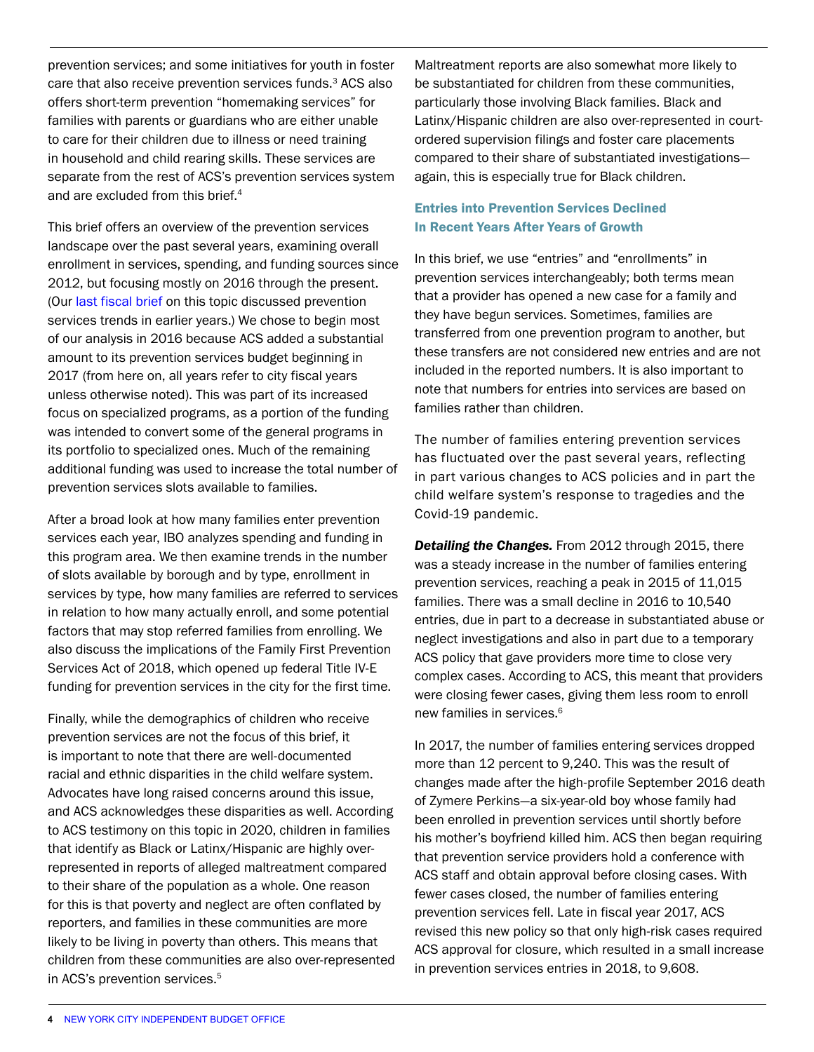prevention services; and some initiatives for youth in foster care that also receive prevention services funds.[3] ACS also offers short-term prevention "homemaking services" for families with parents or guardians who are either unable to care for their children due to illness or need training in household and child rearing skills. These services are separate from the rest of ACS's prevention services system and are excluded from this brief.[4]

This brief offers an overview of the prevention services landscape over the past several years, examining overall enrollment in services, spending, and funding sources since 2012, but focusing mostly on 2016 through the present. (Our last fiscal brief on this topic discussed prevention services trends in earlier years.) We chose to begin most of our analysis in 2016 because ACS added a substantial amount to its prevention services budget beginning in 2017 (from here on, all years refer to city fiscal years unless otherwise noted). This was part of its increased focus on specialized programs, as a portion of the funding was intended to convert some of the general programs in its portfolio to specialized ones. Much of the remaining additional funding was used to increase the total number of prevention services slots available to families.

After a broad look at how many families enter prevention services each year, IBO analyzes spending and funding in this program area. We then examine trends in the number of slots available by borough and by type, enrollment in services by type, how many families are referred to services in relation to how many actually enroll, and some potential factors that may stop referred families from enrolling. We also discuss the implications of the Family First Prevention Services Act of 2018, which opened up federal Title IV-E funding for prevention services in the city for the first time.

Finally, while the demographics of children who receive prevention services are not the focus of this brief, it is important to note that there are well-documented racial and ethnic disparities in the child welfare system. Advocates have long raised concerns around this issue, and ACS acknowledges these disparities as well. According to ACS testimony on this topic in 2020, children in families that identify as Black or Latinx/Hispanic are highly over-represented in reports of alleged maltreatment compared to their share of the population as a whole. One reason for this is that poverty and neglect are often conflated by reporters, and families in these communities are more likely to be living in poverty than others. This means that children from these communities are also over-represented in ACS's prevention services.[5] Maltreatment reports are also somewhat more likely to be substantiated for children from these communities, particularly those involving Black families. Black and Latinx/Hispanic children are also over-represented in court-ordered supervision filings and foster care placements compared to their share of substantiated investigations—again, this is especially true for Black children.

## Entries into Prevention Services Declined In Recent Years After Years of Growth

In this brief, we use "entries" and "enrollments" in prevention services interchangeably; both terms mean that a provider has opened a new case for a family and they have begun services. Sometimes, families are transferred from one prevention program to another, but these transfers are not considered new entries and are not included in the reported numbers. It is also important to note that numbers for entries into services are based on families rather than children.

The number of families entering prevention services has fluctuated over the past several years, reflecting in part various changes to ACS policies and in part the child welfare system's response to tragedies and the Covid-19 pandemic.

***Detailing the Changes.*** From 2012 through 2015, there was a steady increase in the number of families entering prevention services, reaching a peak in 2015 of 11,015 families. There was a small decline in 2016 to 10,540 entries, due in part to a decrease in substantiated abuse or neglect investigations and also in part due to a temporary ACS policy that gave providers more time to close very complex cases. According to ACS, this meant that providers were closing fewer cases, giving them less room to enroll new families in services.[6]

In 2017, the number of families entering services dropped more than 12 percent to 9,240. This was the result of changes made after the high-profile September 2016 death of Zymere Perkins—a six-year-old boy whose family had been enrolled in prevention services until shortly before his mother's boyfriend killed him. ACS then began requiring that prevention service providers hold a conference with ACS staff and obtain approval before closing cases. With fewer cases closed, the number of families entering prevention services fell. Late in fiscal year 2017, ACS revised this new policy so that only high-risk cases required ACS approval for closure, which resulted in a small increase in prevention services entries in 2018, to 9,608.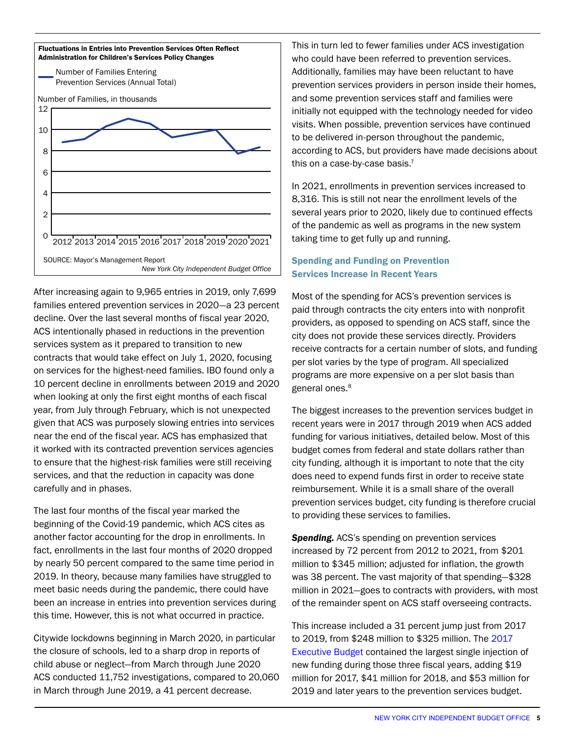**Fluctuations in Entries into Prevention Services Often Reflect Administration for Children's Services Policy Changes**

Number of Families Entering Prevention Services (Annual Total)

Number of Families, in thousands

SOURCE: Mayor's Management Report

*New York City Independent Budget Office*

After increasing again to 9,965 entries in 2019, only 7,699 families entered prevention services in 2020—a 23 percent decline. Over the last several months of fiscal year 2020, ACS intentionally phased in reductions in the prevention services system as it prepared to transition to new contracts that would take effect on July 1, 2020, focusing on services for the highest-need families. IBO found only a 10 percent decline in enrollments between 2019 and 2020 when looking at only the first eight months of each fiscal year, from July through February, which is not unexpected given that ACS was purposely slowing entries into services near the end of the fiscal year. ACS has emphasized that it worked with its contracted prevention services agencies to ensure that the highest-risk families were still receiving services, and that the reduction in capacity was done carefully and in phases.

The last four months of the fiscal year marked the beginning of the Covid-19 pandemic, which ACS cites as another factor accounting for the drop in enrollments. In fact, enrollments in the last four months of 2020 dropped by nearly 50 percent compared to the same time period in 2019. In theory, because many families have struggled to meet basic needs during the pandemic, there could have been an increase in entries into prevention services during this time. However, this is not what occurred in practice.

Citywide lockdowns beginning in March 2020, in particular the closure of schools, led to a sharp drop in reports of child abuse or neglect—from March through June 2020 ACS conducted 11,752 investigations, compared to 20,060 in March through June 2019, a 41 percent decrease. This in turn led to fewer families under ACS investigation who could have been referred to prevention services. Additionally, families may have been reluctant to have prevention services providers in person inside their homes, and some prevention services staff and families were initially not equipped with the technology needed for video visits. When possible, prevention services have continued to be delivered in-person throughout the pandemic, according to ACS, but providers have made decisions about this on a case-by-case basis.[7]

In 2021, enrollments in prevention services increased to 8,316. This is still not near the enrollment levels of the several years prior to 2020, likely due to continued effects of the pandemic as well as programs in the new system taking time to get fully up and running.

## Spending and Funding on Prevention Services Increase in Recent Years

Most of the spending for ACS's prevention services is paid through contracts the city enters into with nonprofit providers, as opposed to spending on ACS staff, since the city does not provide these services directly. Providers receive contracts for a certain number of slots, and funding per slot varies by the type of program. All specialized programs are more expensive on a per slot basis than general ones.[8]

The biggest increases to the prevention services budget in recent years were in 2017 through 2019 when ACS added funding for various initiatives, detailed below. Most of this budget comes from federal and state dollars rather than city funding, although it is important to note that the city does need to expend funds first in order to receive state reimbursement. While it is a small share of the overall prevention services budget, city funding is therefore crucial to providing these services to families.

***Spending.*** ACS's spending on prevention services increased by 72 percent from 2012 to 2021, from $201 million to $345 million; adjusted for inflation, the growth was 38 percent. The vast majority of that spending—$328 million in 2021—goes to contracts with providers, with most of the remainder spent on ACS staff overseeing contracts.

This increase included a 31 percent jump just from 2017 to 2019, from $248 million to $325 million. The 2017 Executive Budget contained the largest single injection of new funding during those three fiscal years, adding $19 million for 2017, $41 million for 2018, and $53 million for 2019 and later years to the prevention services budget.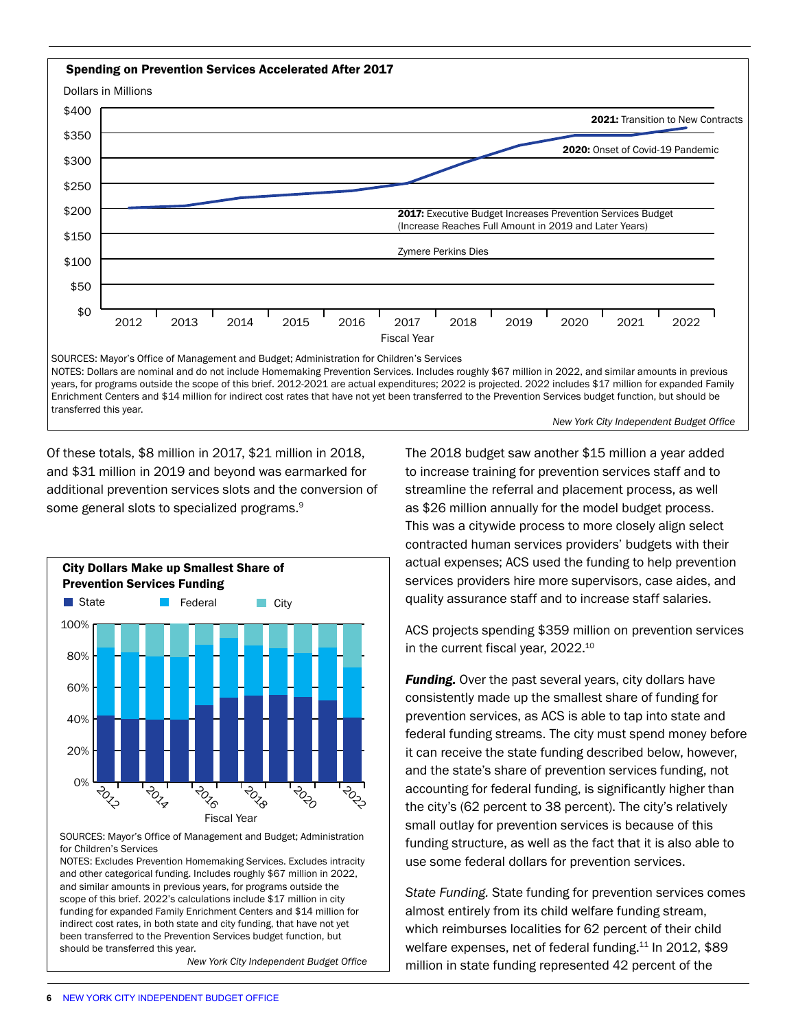**Spending on Prevention Services Accelerated After 2017**

Dollars in Millions

2021: Transition to New Contracts

2020: Onset of Covid-19 Pandemic

2017: Executive Budget Increases Prevention Services Budget (Increase Reaches Full Amount in 2019 and Later Years)

Zymere Perkins Dies

Fiscal Year

SOURCES: Mayor's Office of Management and Budget; Administration for Children's Services

NOTES: Dollars are nominal and do not include Homemaking Prevention Services. Includes roughly $67 million in 2022, and similar amounts in previous years, for programs outside the scope of this brief. 2012-2021 are actual expenditures; 2022 is projected. 2022 includes $17 million for expanded Family Enrichment Centers and $14 million for indirect cost rates that have not yet been transferred to the Prevention Services budget function, but should be transferred this year.

*New York City Independent Budget Office*

Of these totals, $8 million in 2017, $21 million in 2018, and $31 million in 2019 and beyond was earmarked for additional prevention services slots and the conversion of some general slots to specialized programs.[9]

**City Dollars Make up Smallest Share of Prevention Services Funding**

State | Federal | City

Fiscal Year

SOURCES: Mayor's Office of Management and Budget; Administration for Children's Services

NOTES: Excludes Prevention Homemaking Services. Excludes intracity and other categorical funding. Includes roughly $67 million in 2022, and similar amounts in previous years, for programs outside the scope of this brief. 2022's calculations include $17 million in city funding for expanded Family Enrichment Centers and $14 million for indirect cost rates, in both state and city funding, that have not yet been transferred to the Prevention Services budget function, but should be transferred this year.

*New York City Independent Budget Office*

The 2018 budget saw another $15 million a year added to increase training for prevention services staff and to streamline the referral and placement process, as well as $26 million annually for the model budget process. This was a citywide process to more closely align select contracted human services providers' budgets with their actual expenses; ACS used the funding to help prevention services providers hire more supervisors, case aides, and quality assurance staff and to increase staff salaries.

ACS projects spending $359 million on prevention services in the current fiscal year, 2022.[10]

***Funding.*** Over the past several years, city dollars have consistently made up the smallest share of funding for prevention services, as ACS is able to tap into state and federal funding streams. The city must spend money before it can receive the state funding described below, however, and the state's share of prevention services funding, not accounting for federal funding, is significantly higher than the city's (62 percent to 38 percent). The city's relatively small outlay for prevention services is because of this funding structure, as well as the fact that it is also able to use some federal dollars for prevention services.

*State Funding.* State funding for prevention services comes almost entirely from its child welfare funding stream, which reimburses localities for 62 percent of their child welfare expenses, net of federal funding.[11] In 2012, $89 million in state funding represented 42 percent of the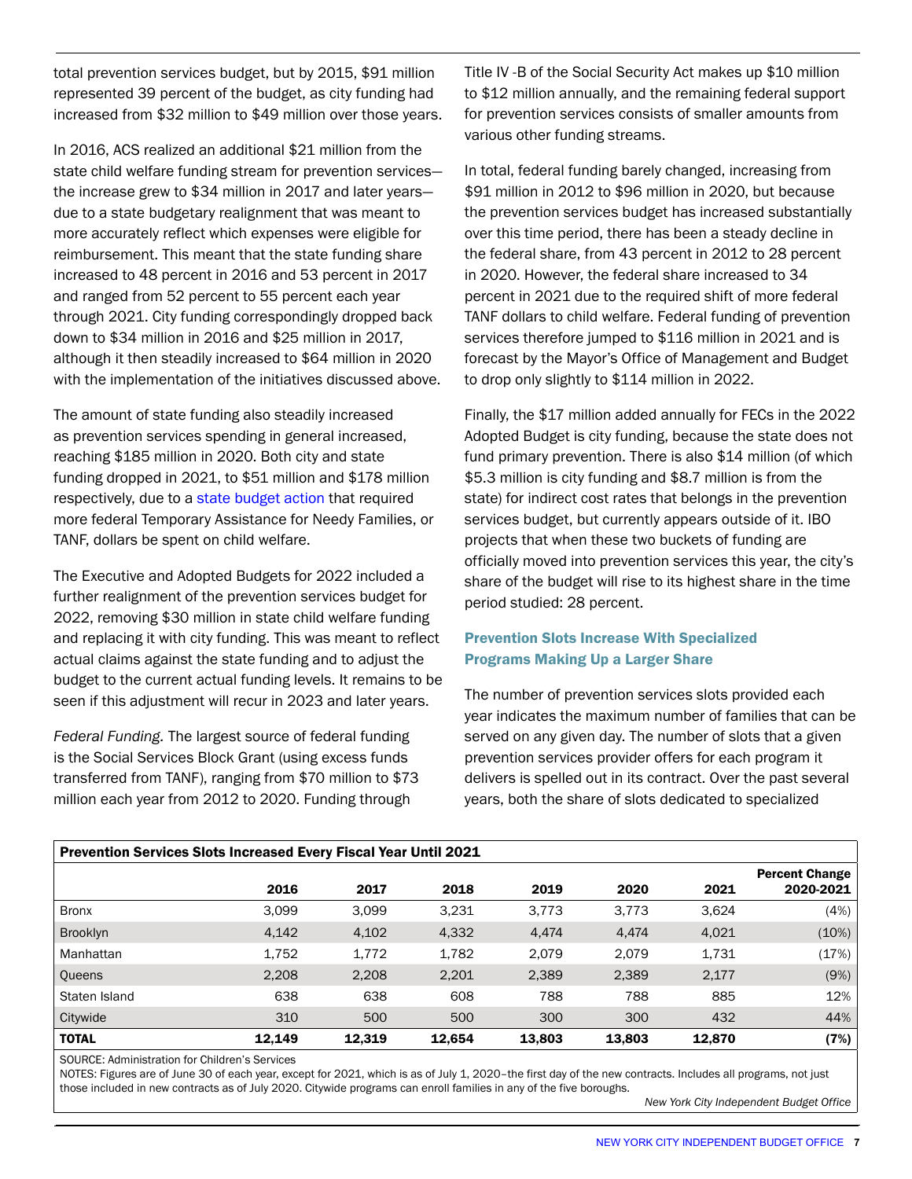total prevention services budget, but by 2015, $91 million represented 39 percent of the budget, as city funding had increased from $32 million to $49 million over those years.

In 2016, ACS realized an additional $21 million from the state child welfare funding stream for prevention services—the increase grew to $34 million in 2017 and later years—due to a state budgetary realignment that was meant to more accurately reflect which expenses were eligible for reimbursement. This meant that the state funding share increased to 48 percent in 2016 and 53 percent in 2017 and ranged from 52 percent to 55 percent each year through 2021. City funding correspondingly dropped back down to $34 million in 2016 and $25 million in 2017, although it then steadily increased to $64 million in 2020 with the implementation of the initiatives discussed above.

The amount of state funding also steadily increased as prevention services spending in general increased, reaching $185 million in 2020. Both city and state funding dropped in 2021, to $51 million and $178 million respectively, due to a state budget action that required more federal Temporary Assistance for Needy Families, or TANF, dollars be spent on child welfare.

The Executive and Adopted Budgets for 2022 included a further realignment of the prevention services budget for 2022, removing $30 million in state child welfare funding and replacing it with city funding. This was meant to reflect actual claims against the state funding and to adjust the budget to the current actual funding levels. It remains to be seen if this adjustment will recur in 2023 and later years.

*Federal Funding.* The largest source of federal funding is the Social Services Block Grant (using excess funds transferred from TANF), ranging from $70 million to $73 million each year from 2012 to 2020. Funding through Title IV -B of the Social Security Act makes up $10 million to $12 million annually, and the remaining federal support for prevention services consists of smaller amounts from various other funding streams.

In total, federal funding barely changed, increasing from $91 million in 2012 to $96 million in 2020, but because the prevention services budget has increased substantially over this time period, there has been a steady decline in the federal share, from 43 percent in 2012 to 28 percent in 2020. However, the federal share increased to 34 percent in 2021 due to the required shift of more federal TANF dollars to child welfare. Federal funding of prevention services therefore jumped to $116 million in 2021 and is forecast by the Mayor's Office of Management and Budget to drop only slightly to $114 million in 2022.

Finally, the $17 million added annually for FECs in the 2022 Adopted Budget is city funding, because the state does not fund primary prevention. There is also $14 million (of which $5.3 million is city funding and $8.7 million is from the state) for indirect cost rates that belongs in the prevention services budget, but currently appears outside of it. IBO projects that when these two buckets of funding are officially moved into prevention services this year, the city's share of the budget will rise to its highest share in the time period studied: 28 percent.

## Prevention Slots Increase With Specialized Programs Making Up a Larger Share

The number of prevention services slots provided each year indicates the maximum number of families that can be served on any given day. The number of slots that a given prevention services provider offers for each program it delivers is spelled out in its contract. Over the past several years, both the share of slots dedicated to specialized

**Prevention Services Slots Increased Every Fiscal Year Until 2021**

| | 2016 | 2017 | 2018 | 2019 | 2020 | 2021 | Percent Change 2020-2021 |
|---|---|---|---|---|---|---|---|
| Bronx | 3,099 | 3,099 | 3,231 | 3,773 | 3,773 | 3,624 | (4%) |
| Brooklyn | 4,142 | 4,102 | 4,332 | 4,474 | 4,474 | 4,021 | (10%) |
| Manhattan | 1,752 | 1,772 | 1,782 | 2,079 | 2,079 | 1,731 | (17%) |
| Queens | 2,208 | 2,208 | 2,201 | 2,389 | 2,389 | 2,177 | (9%) |
| Staten Island | 638 | 638 | 608 | 788 | 788 | 885 | 12% |
| Citywide | 310 | 500 | 500 | 300 | 300 | 432 | 44% |
| **TOTAL** | **12,149** | **12,319** | **12,654** | **13,803** | **13,803** | **12,870** | **(7%)** |

SOURCE: Administration for Children's Services
NOTES: Figures are of June 30 of each year, except for 2021, which is as of July 1, 2020–the first day of the new contracts. Includes all programs, not just those included in new contracts as of July 2020. Citywide programs can enroll families in any of the five boroughs.

*New York City Independent Budget Office*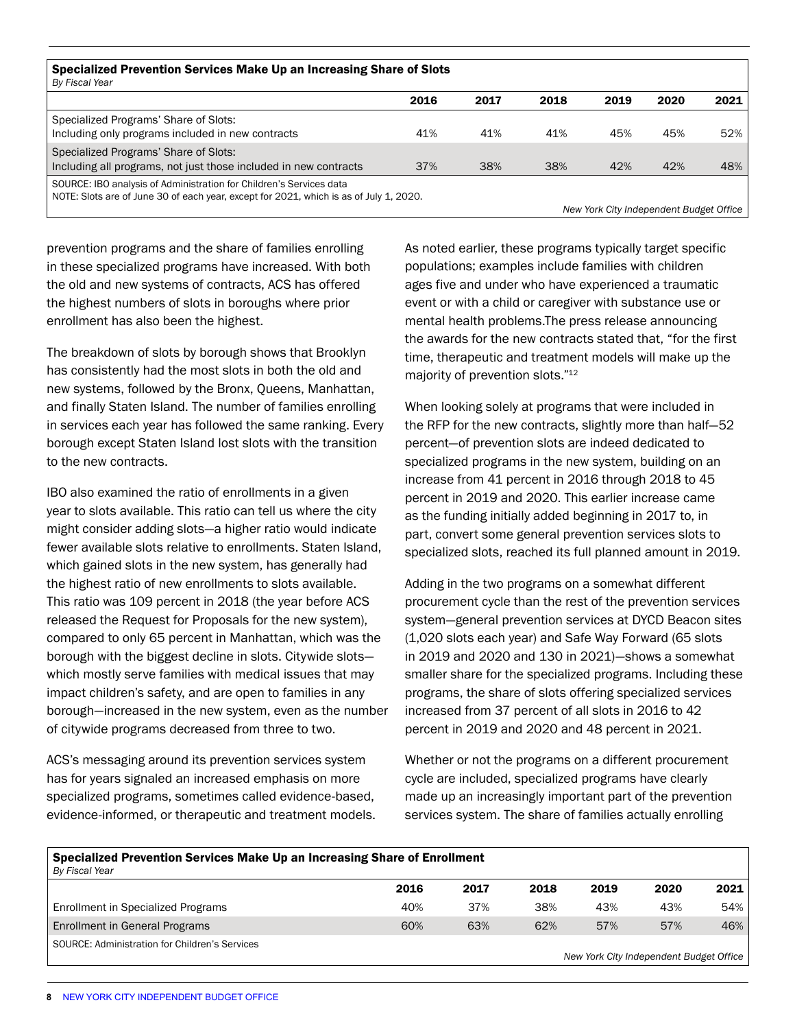**Specialized Prevention Services Make Up an Increasing Share of Slots**
*By Fiscal Year*

| | 2016 | 2017 | 2018 | 2019 | 2020 | 2021 |
|---|---|---|---|---|---|---|
| Specialized Programs' Share of Slots: Including only programs included in new contracts | 41% | 41% | 41% | 45% | 45% | 52% |
| Specialized Programs' Share of Slots: Including all programs, not just those included in new contracts | 37% | 38% | 38% | 42% | 42% | 48% |

SOURCE: IBO analysis of Administration for Children's Services data
NOTE: Slots are of June 30 of each year, except for 2021, which is as of July 1, 2020.

*New York City Independent Budget Office*

prevention programs and the share of families enrolling in these specialized programs have increased. With both the old and new systems of contracts, ACS has offered the highest numbers of slots in boroughs where prior enrollment has also been the highest.

The breakdown of slots by borough shows that Brooklyn has consistently had the most slots in both the old and new systems, followed by the Bronx, Queens, Manhattan, and finally Staten Island. The number of families enrolling in services each year has followed the same ranking. Every borough except Staten Island lost slots with the transition to the new contracts.

IBO also examined the ratio of enrollments in a given year to slots available. This ratio can tell us where the city might consider adding slots—a higher ratio would indicate fewer available slots relative to enrollments. Staten Island, which gained slots in the new system, has generally had the highest ratio of new enrollments to slots available. This ratio was 109 percent in 2018 (the year before ACS released the Request for Proposals for the new system), compared to only 65 percent in Manhattan, which was the borough with the biggest decline in slots. Citywide slots—which mostly serve families with medical issues that may impact children's safety, and are open to families in any borough—increased in the new system, even as the number of citywide programs decreased from three to two.

ACS's messaging around its prevention services system has for years signaled an increased emphasis on more specialized programs, sometimes called evidence-based, evidence-informed, or therapeutic and treatment models. As noted earlier, these programs typically target specific populations; examples include families with children ages five and under who have experienced a traumatic event or with a child or caregiver with substance use or mental health problems.The press release announcing the awards for the new contracts stated that, "for the first time, therapeutic and treatment models will make up the majority of prevention slots."[12]

When looking solely at programs that were included in the RFP for the new contracts, slightly more than half—52 percent—of prevention slots are indeed dedicated to specialized programs in the new system, building on an increase from 41 percent in 2016 through 2018 to 45 percent in 2019 and 2020. This earlier increase came as the funding initially added beginning in 2017 to, in part, convert some general prevention services slots to specialized slots, reached its full planned amount in 2019.

Adding in the two programs on a somewhat different procurement cycle than the rest of the prevention services system—general prevention services at DYCD Beacon sites (1,020 slots each year) and Safe Way Forward (65 slots in 2019 and 2020 and 130 in 2021)—shows a somewhat smaller share for the specialized programs. Including these programs, the share of slots offering specialized services increased from 37 percent of all slots in 2016 to 42 percent in 2019 and 2020 and 48 percent in 2021.

Whether or not the programs on a different procurement cycle are included, specialized programs have clearly made up an increasingly important part of the prevention services system. The share of families actually enrolling

**Specialized Prevention Services Make Up an Increasing Share of Enrollment**
*By Fiscal Year*

| | 2016 | 2017 | 2018 | 2019 | 2020 | 2021 |
|---|---|---|---|---|---|---|
| Enrollment in Specialized Programs | 40% | 37% | 38% | 43% | 43% | 54% |
| Enrollment in General Programs | 60% | 63% | 62% | 57% | 57% | 46% |

SOURCE: Administration for Children's Services

*New York City Independent Budget Office*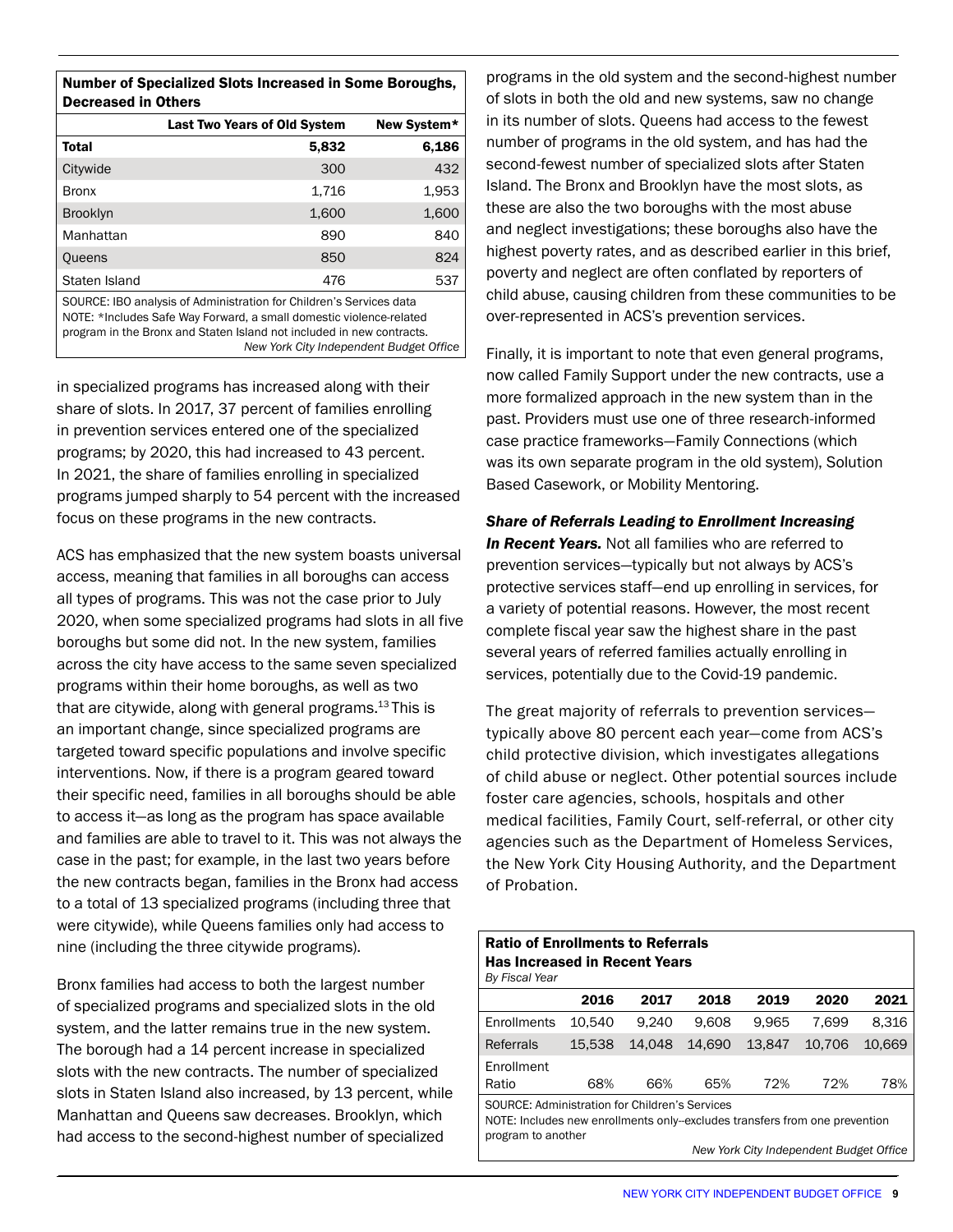**Number of Specialized Slots Increased in Some Boroughs, Decreased in Others**

| | Last Two Years of Old System | New System* |
|---|---|---|
| **Total** | **5,832** | **6,186** |
| Citywide | 300 | 432 |
| Bronx | 1,716 | 1,953 |
| Brooklyn | 1,600 | 1,600 |
| Manhattan | 890 | 840 |
| Queens | 850 | 824 |
| Staten Island | 476 | 537 |

SOURCE: IBO analysis of Administration for Children's Services data
NOTE: *Includes Safe Way Forward, a small domestic violence-related program in the Bronx and Staten Island not included in new contracts.
*New York City Independent Budget Office*

in specialized programs has increased along with their share of slots. In 2017, 37 percent of families enrolling in prevention services entered one of the specialized programs; by 2020, this had increased to 43 percent. In 2021, the share of families enrolling in specialized programs jumped sharply to 54 percent with the increased focus on these programs in the new contracts.

ACS has emphasized that the new system boasts universal access, meaning that families in all boroughs can access all types of programs. This was not the case prior to July 2020, when some specialized programs had slots in all five boroughs but some did not. In the new system, families across the city have access to the same seven specialized programs within their home boroughs, as well as two that are citywide, along with general programs.[13] This is an important change, since specialized programs are targeted toward specific populations and involve specific interventions. Now, if there is a program geared toward their specific need, families in all boroughs should be able to access it—as long as the program has space available and families are able to travel to it. This was not always the case in the past; for example, in the last two years before the new contracts began, families in the Bronx had access to a total of 13 specialized programs (including three that were citywide), while Queens families only had access to nine (including the three citywide programs).

Bronx families had access to both the largest number of specialized programs and specialized slots in the old system, and the latter remains true in the new system. The borough had a 14 percent increase in specialized slots with the new contracts. The number of specialized slots in Staten Island also increased, by 13 percent, while Manhattan and Queens saw decreases. Brooklyn, which had access to the second-highest number of specialized programs in the old system and the second-highest number of slots in both the old and new systems, saw no change in its number of slots. Queens had access to the fewest number of programs in the old system, and has had the second-fewest number of specialized slots after Staten Island. The Bronx and Brooklyn have the most slots, as these are also the two boroughs with the most abuse and neglect investigations; these boroughs also have the highest poverty rates, and as described earlier in this brief, poverty and neglect are often conflated by reporters of child abuse, causing children from these communities to be over-represented in ACS's prevention services.

Finally, it is important to note that even general programs, now called Family Support under the new contracts, use a more formalized approach in the new system than in the past. Providers must use one of three research-informed case practice frameworks—Family Connections (which was its own separate program in the old system), Solution Based Casework, or Mobility Mentoring.

***Share of Referrals Leading to Enrollment Increasing In Recent Years.*** Not all families who are referred to prevention services—typically but not always by ACS's protective services staff—end up enrolling in services, for a variety of potential reasons. However, the most recent complete fiscal year saw the highest share in the past several years of referred families actually enrolling in services, potentially due to the Covid-19 pandemic.

The great majority of referrals to prevention services—typically above 80 percent each year—come from ACS's child protective division, which investigates allegations of child abuse or neglect. Other potential sources include foster care agencies, schools, hospitals and other medical facilities, Family Court, self-referral, or other city agencies such as the Department of Homeless Services, the New York City Housing Authority, and the Department of Probation.

**Ratio of Enrollments to Referrals Has Increased in Recent Years**
*By Fiscal Year*

| | 2016 | 2017 | 2018 | 2019 | 2020 | 2021 |
|---|---|---|---|---|---|---|
| Enrollments | 10,540 | 9,240 | 9,608 | 9,965 | 7,699 | 8,316 |
| Referrals | 15,538 | 14,048 | 14,690 | 13,847 | 10,706 | 10,669 |
| Enrollment Ratio | 68% | 66% | 65% | 72% | 72% | 78% |

SOURCE: Administration for Children's Services
NOTE: Includes new enrollments only--excludes transfers from one prevention program to another
*New York City Independent Budget Office*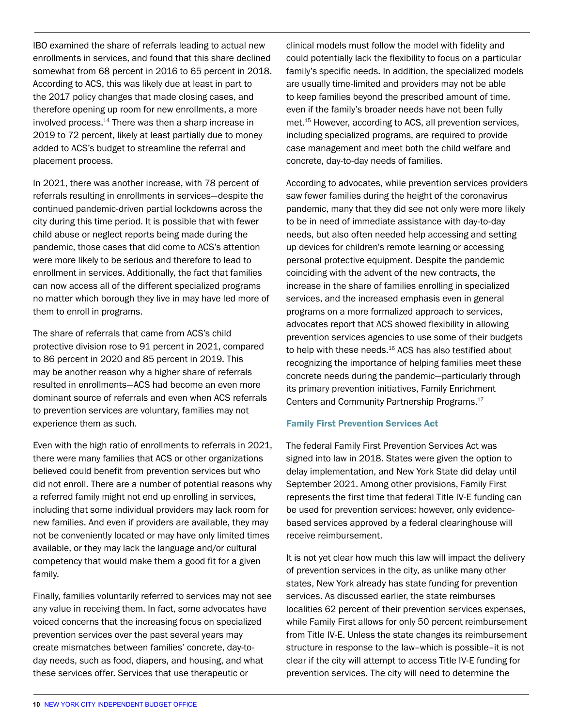IBO examined the share of referrals leading to actual new enrollments in services, and found that this share declined somewhat from 68 percent in 2016 to 65 percent in 2018. According to ACS, this was likely due at least in part to the 2017 policy changes that made closing cases, and therefore opening up room for new enrollments, a more involved process.[14] There was then a sharp increase in 2019 to 72 percent, likely at least partially due to money added to ACS's budget to streamline the referral and placement process.

In 2021, there was another increase, with 78 percent of referrals resulting in enrollments in services—despite the continued pandemic-driven partial lockdowns across the city during this time period. It is possible that with fewer child abuse or neglect reports being made during the pandemic, those cases that did come to ACS's attention were more likely to be serious and therefore to lead to enrollment in services. Additionally, the fact that families can now access all of the different specialized programs no matter which borough they live in may have led more of them to enroll in programs.

The share of referrals that came from ACS's child protective division rose to 91 percent in 2021, compared to 86 percent in 2020 and 85 percent in 2019. This may be another reason why a higher share of referrals resulted in enrollments—ACS had become an even more dominant source of referrals and even when ACS referrals to prevention services are voluntary, families may not experience them as such.

Even with the high ratio of enrollments to referrals in 2021, there were many families that ACS or other organizations believed could benefit from prevention services but who did not enroll. There are a number of potential reasons why a referred family might not end up enrolling in services, including that some individual providers may lack room for new families. And even if providers are available, they may not be conveniently located or may have only limited times available, or they may lack the language and/or cultural competency that would make them a good fit for a given family.

Finally, families voluntarily referred to services may not see any value in receiving them. In fact, some advocates have voiced concerns that the increasing focus on specialized prevention services over the past several years may create mismatches between families' concrete, day-to-day needs, such as food, diapers, and housing, and what these services offer. Services that use therapeutic or clinical models must follow the model with fidelity and could potentially lack the flexibility to focus on a particular family's specific needs. In addition, the specialized models are usually time-limited and providers may not be able to keep families beyond the prescribed amount of time, even if the family's broader needs have not been fully met.[15] However, according to ACS, all prevention services, including specialized programs, are required to provide case management and meet both the child welfare and concrete, day-to-day needs of families.

According to advocates, while prevention services providers saw fewer families during the height of the coronavirus pandemic, many that they did see not only were more likely to be in need of immediate assistance with day-to-day needs, but also often needed help accessing and setting up devices for children's remote learning or accessing personal protective equipment. Despite the pandemic coinciding with the advent of the new contracts, the increase in the share of families enrolling in specialized services, and the increased emphasis even in general programs on a more formalized approach to services, advocates report that ACS showed flexibility in allowing prevention services agencies to use some of their budgets to help with these needs.[16] ACS has also testified about recognizing the importance of helping families meet these concrete needs during the pandemic—particularly through its primary prevention initiatives, Family Enrichment Centers and Community Partnership Programs.[17]

### Family First Prevention Services Act

The federal Family First Prevention Services Act was signed into law in 2018. States were given the option to delay implementation, and New York State did delay until September 2021. Among other provisions, Family First represents the first time that federal Title IV-E funding can be used for prevention services; however, only evidence-based services approved by a federal clearinghouse will receive reimbursement.

It is not yet clear how much this law will impact the delivery of prevention services in the city, as unlike many other states, New York already has state funding for prevention services. As discussed earlier, the state reimburses localities 62 percent of their prevention services expenses, while Family First allows for only 50 percent reimbursement from Title IV-E. Unless the state changes its reimbursement structure in response to the law–which is possible–it is not clear if the city will attempt to access Title IV-E funding for prevention services. The city will need to determine the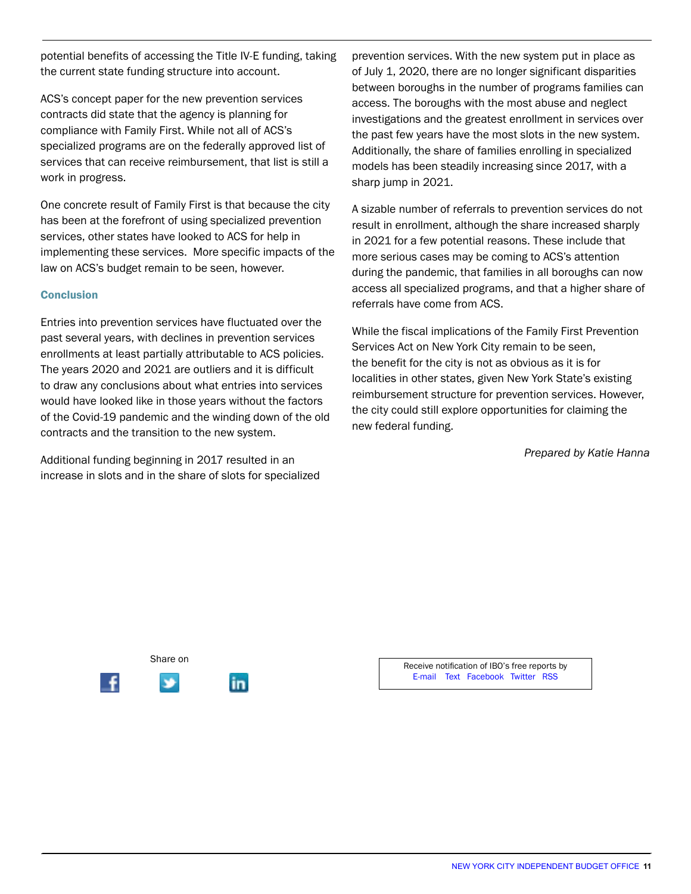potential benefits of accessing the Title IV-E funding, taking the current state funding structure into account.

ACS's concept paper for the new prevention services contracts did state that the agency is planning for compliance with Family First. While not all of ACS's specialized programs are on the federally approved list of services that can receive reimbursement, that list is still a work in progress.

One concrete result of Family First is that because the city has been at the forefront of using specialized prevention services, other states have looked to ACS for help in implementing these services. More specific impacts of the law on ACS's budget remain to be seen, however.

### Conclusion

Entries into prevention services have fluctuated over the past several years, with declines in prevention services enrollments at least partially attributable to ACS policies. The years 2020 and 2021 are outliers and it is difficult to draw any conclusions about what entries into services would have looked like in those years without the factors of the Covid-19 pandemic and the winding down of the old contracts and the transition to the new system.

Additional funding beginning in 2017 resulted in an increase in slots and in the share of slots for specialized prevention services. With the new system put in place as of July 1, 2020, there are no longer significant disparities between boroughs in the number of programs families can access. The boroughs with the most abuse and neglect investigations and the greatest enrollment in services over the past few years have the most slots in the new system. Additionally, the share of families enrolling in specialized models has been steadily increasing since 2017, with a sharp jump in 2021.

A sizable number of referrals to prevention services do not result in enrollment, although the share increased sharply in 2021 for a few potential reasons. These include that more serious cases may be coming to ACS's attention during the pandemic, that families in all boroughs can now access all specialized programs, and that a higher share of referrals have come from ACS.

While the fiscal implications of the Family First Prevention Services Act on New York City remain to be seen, the benefit for the city is not as obvious as it is for localities in other states, given New York State's existing reimbursement structure for prevention services. However, the city could still explore opportunities for claiming the new federal funding.

*Prepared by Katie Hanna*

Share on

Receive notification of IBO's free reports by
E-mail Text Facebook Twitter RSS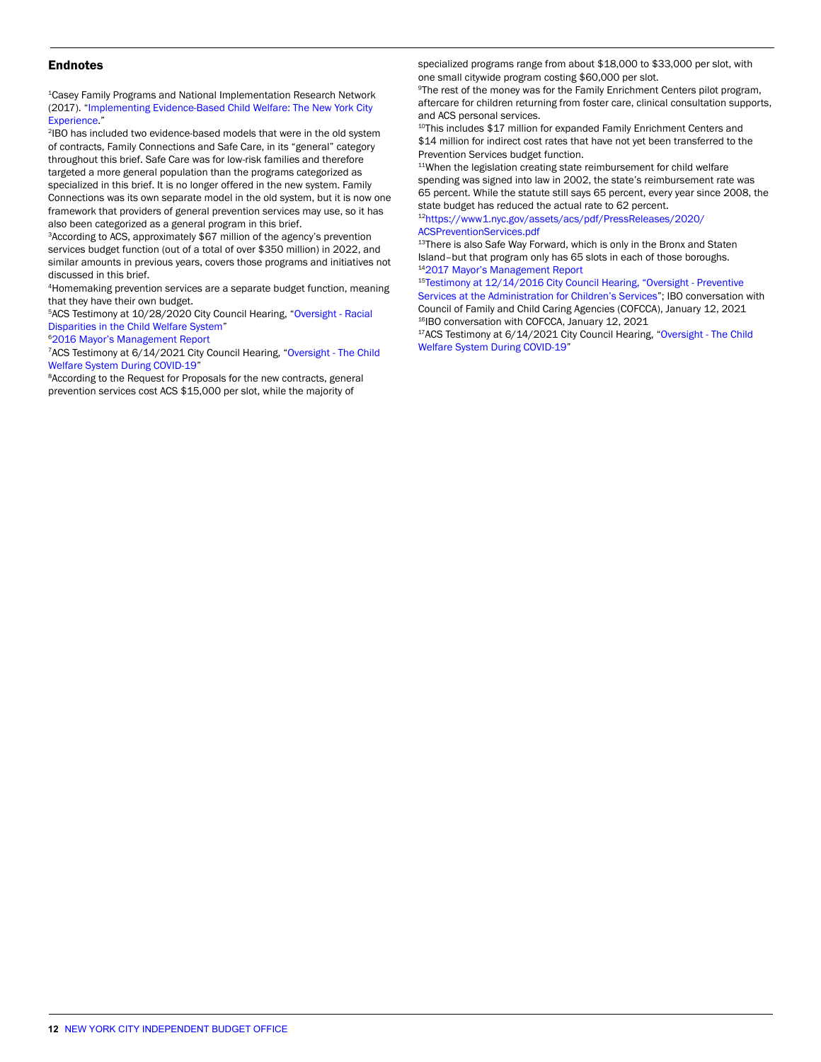## Endnotes

[1]Casey Family Programs and National Implementation Research Network (2017). "Implementing Evidence-Based Child Welfare: The New York City Experience."

[2]IBO has included two evidence-based models that were in the old system of contracts, Family Connections and Safe Care, in its "general" category throughout this brief. Safe Care was for low-risk families and therefore targeted a more general population than the programs categorized as specialized in this brief. It is no longer offered in the new system. Family Connections was its own separate model in the old system, but it is now one framework that providers of general prevention services may use, so it has also been categorized as a general program in this brief.

[3]According to ACS, approximately $67 million of the agency's prevention services budget function (out of a total of over $350 million) in 2022, and similar amounts in previous years, covers those programs and initiatives not discussed in this brief.

[4]Homemaking prevention services are a separate budget function, meaning that they have their own budget.

[5]ACS Testimony at 10/28/2020 City Council Hearing, "Oversight - Racial Disparities in the Child Welfare System"

[6]2016 Mayor's Management Report

[7]ACS Testimony at 6/14/2021 City Council Hearing, "Oversight - The Child Welfare System During COVID-19"

[8]According to the Request for Proposals for the new contracts, general prevention services cost ACS $15,000 per slot, while the majority of specialized programs range from about $18,000 to $33,000 per slot, with one small citywide program costing $60,000 per slot.

[9]The rest of the money was for the Family Enrichment Centers pilot program, aftercare for children returning from foster care, clinical consultation supports, and ACS personal services.

[10]This includes $17 million for expanded Family Enrichment Centers and $14 million for indirect cost rates that have not yet been transferred to the Prevention Services budget function.

[11]When the legislation creating state reimbursement for child welfare spending was signed into law in 2002, the state's reimbursement rate was 65 percent. While the statute still says 65 percent, every year since 2008, the state budget has reduced the actual rate to 62 percent.

[12]https://www1.nyc.gov/assets/acs/pdf/PressReleases/2020/ACSPreventionServices.pdf

[13]There is also Safe Way Forward, which is only in the Bronx and Staten Island–but that program only has 65 slots in each of those boroughs.

[14]2017 Mayor's Management Report

[15]Testimony at 12/14/2016 City Council Hearing, "Oversight - Preventive Services at the Administration for Children's Services"; IBO conversation with Council of Family and Child Caring Agencies (COFCCA), January 12, 2021

[16]IBO conversation with COFCCA, January 12, 2021

[17]ACS Testimony at 6/14/2021 City Council Hearing, "Oversight - The Child Welfare System During COVID-19"